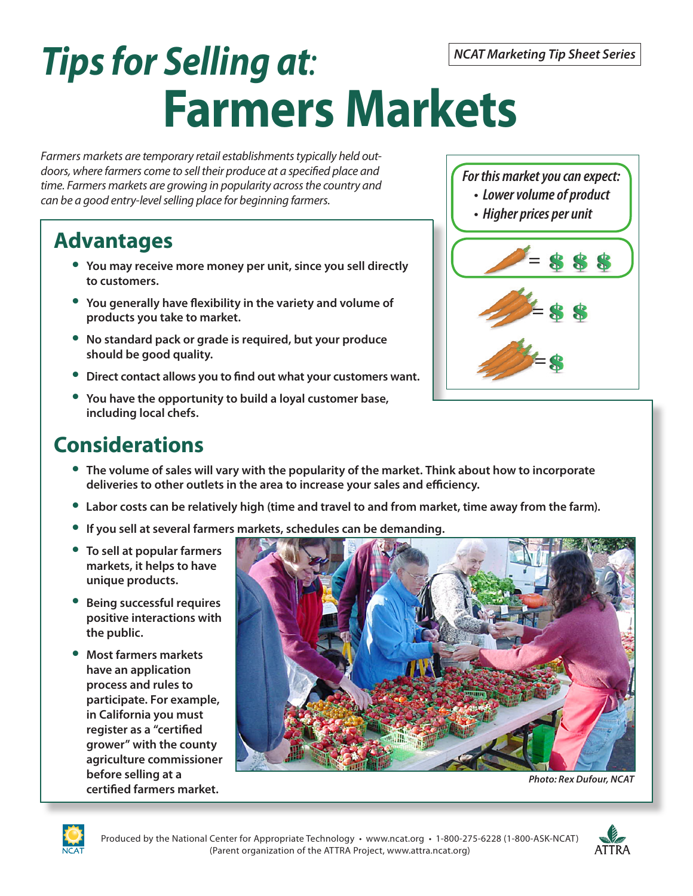NCAT Marketing Tip Sheet Series

# *Tips for Selling at:* Farmers Markets

*Farmers markets are temporary retail establishments typically held outdoors, where farmers come to sell their produce at a specified place and time. Farmers markets are growing in popularity across the country and can be a good entry-level selling place for beginning farmers.*

*For this market you can expect:*

- *Lower volume of product*
- *Higher prices per unit*

## Advantages

- **You may receive more money per unit, since you sell directly to customers.**
- **You generally have flexibility in the variety and volume of products you take to market.**
- **No standard pack or grade is required, but your produce should be good quality.**
- **Direct contact allows you to find out what your customers want.**
- **You have the opportunity to build a loyal customer base, including local chefs.**

## Considerations

- **The volume of sales will vary with the popularity of the market. Think about how to incorporate deliveries to other outlets in the area to increase your sales and efficiency.**
- **Labor costs can be relatively high (time and travel to and from market, time away from the farm).**
- **If you sell at several farmers markets, schedules can be demanding.**
- **To sell at popular farmers markets, it helps to have unique products.**
- **Being successful requires positive interactions with the public.**
- **Most farmers markets have an application process and rules to participate. For example, in California you must register as a "certified grower" with the county agriculture commissioner before selling at a certified farmers market.**

*Photo: Rex Dufour, NCAT*

Produced by the National Center for Appropriate Technology • www.ncat.org • 1-800-275-6228 (1-800-ASK-NCAT)
(Parent organization of the ATTRA Project, www.attra.ncat.org)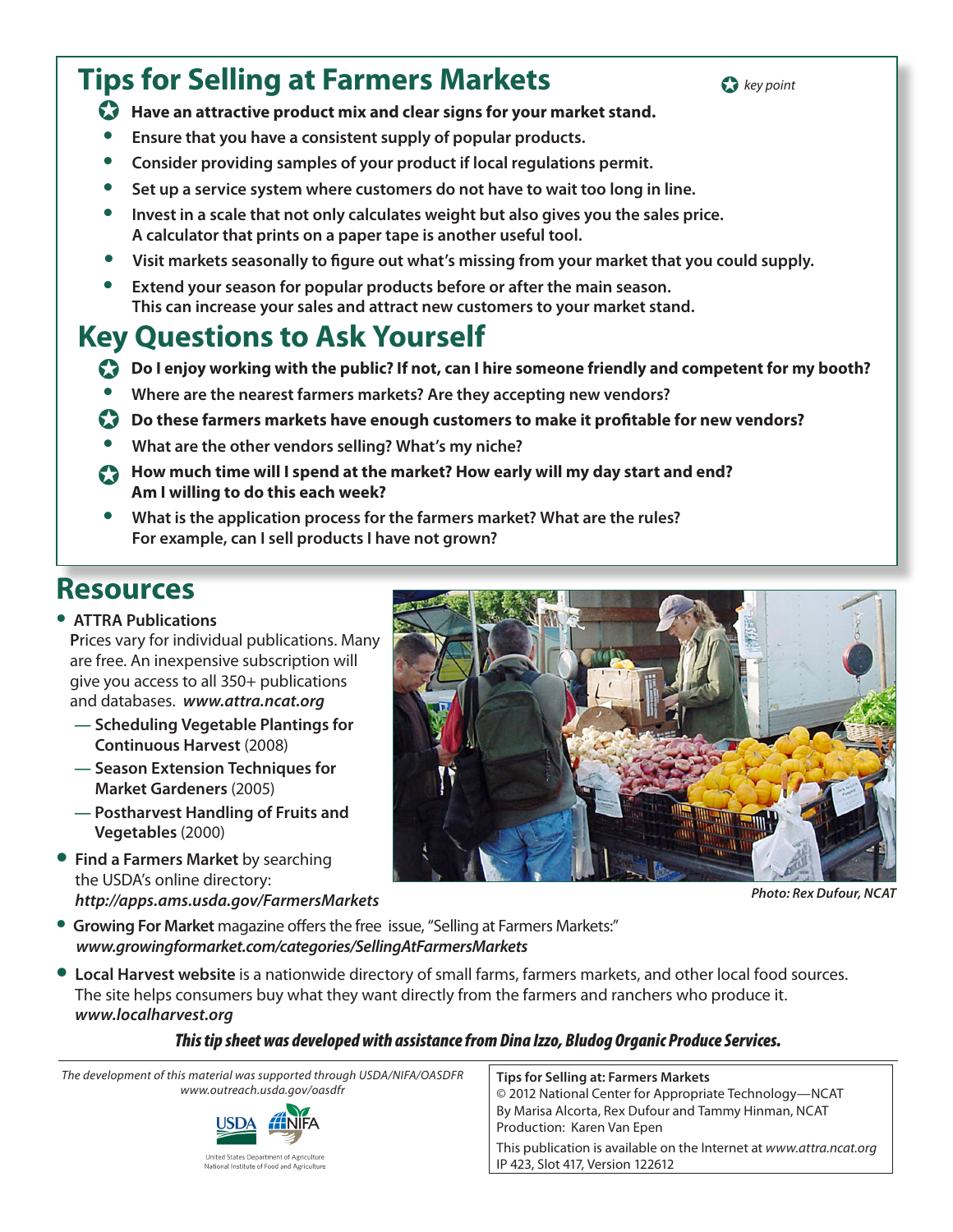## Tips for Selling at Farmers Markets

key point

- **Have an attractive product mix and clear signs for your market stand.** (key point)
- **Ensure that you have a consistent supply of popular products.**
- **Consider providing samples of your product if local regulations permit.**
- **Set up a service system where customers do not have to wait too long in line.**
- **Invest in a scale that not only calculates weight but also gives you the sales price. A calculator that prints on a paper tape is another useful tool.**
- **Visit markets seasonally to figure out what's missing from your market that you could supply.**
- **Extend your season for popular products before or after the main season. This can increase your sales and attract new customers to your market stand.**

## Key Questions to Ask Yourself

- **Do I enjoy working with the public? If not, can I hire someone friendly and competent for my booth?** (key point)
- **Where are the nearest farmers markets? Are they accepting new vendors?**
- **Do these farmers markets have enough customers to make it profitable for new vendors?** (key point)
- **What are the other vendors selling? What's my niche?**
- **How much time will I spend at the market? How early will my day start and end? Am I willing to do this each week?** (key point)
- **What is the application process for the farmers market? What are the rules? For example, can I sell products I have not grown?**

## Resources

- **ATTRA Publications**
  Prices vary for individual publications. Many are free. An inexpensive subscription will give you access to all 350+ publications and databases. ***www.attra.ncat.org***
  - **Scheduling Vegetable Plantings for Continuous Harvest** (2008)
  - **Season Extension Techniques for Market Gardeners** (2005)
  - **Postharvest Handling of Fruits and Vegetables** (2000)
- **Find a Farmers Market** by searching the USDA's online directory: ***http://apps.ams.usda.gov/FarmersMarkets***
- **Growing For Market** magazine offers the free issue, "Selling at Farmers Markets:" ***www.growingformarket.com/categories/SellingAtFarmersMarkets***
- **Local Harvest website** is a nationwide directory of small farms, farmers markets, and other local food sources. The site helps consumers buy what they want directly from the farmers and ranchers who produce it. ***www.localharvest.org***

*Photo: Rex Dufour, NCAT*

***This tip sheet was developed with assistance from Dina Izzo, Bludog Organic Produce Services.***

*The development of this material was supported through USDA/NIFA/OASDFR*
*www.outreach.usda.gov/oasdfr*

United States Department of Agriculture
National Institute of Food and Agriculture

**Tips for Selling at: Farmers Markets**
© 2012 National Center for Appropriate Technology—NCAT
By Marisa Alcorta, Rex Dufour and Tammy Hinman, NCAT
Production: Karen Van Epen
This publication is available on the Internet at *www.attra.ncat.org*
IP 423, Slot 417, Version 122612